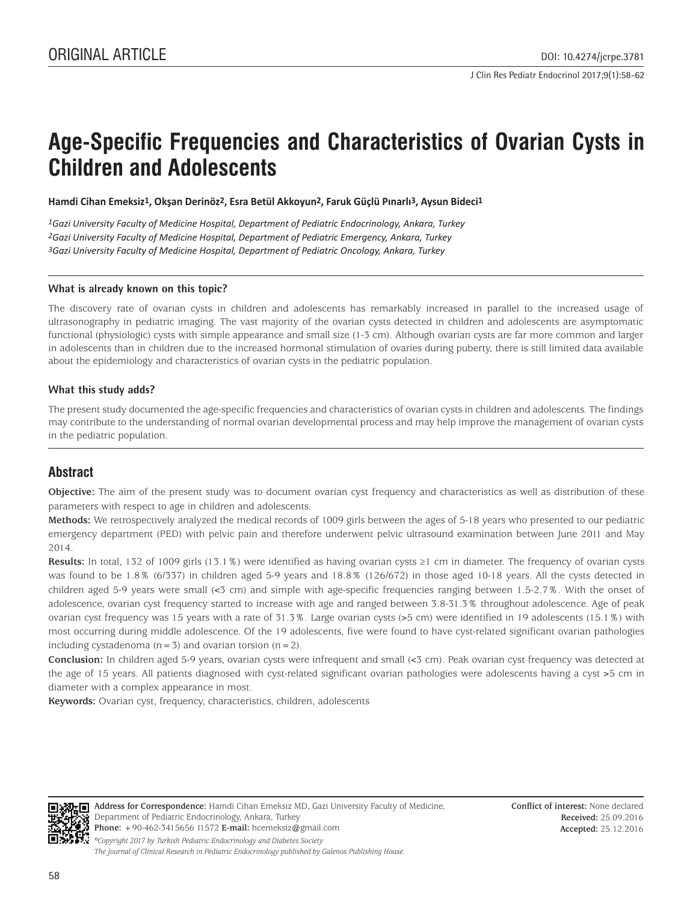ORIGINAL ARTICLE

DOI: 10.4274/jcrpe.3781

# Age-Specific Frequencies and Characteristics of Ovarian Cysts in Children and Adolescents

**Hamdi Cihan Emeksiz[1], Okşan Derinöz[2], Esra Betül Akkoyun[2], Faruk Güçlü Pınarlı[3], Aysun Bideci[1]**

*[1]Gazi University Faculty of Medicine Hospital, Department of Pediatric Endocrinology, Ankara, Turkey*
*[2]Gazi University Faculty of Medicine Hospital, Department of Pediatric Emergency, Ankara, Turkey*
*[3]Gazi University Faculty of Medicine Hospital, Department of Pediatric Oncology, Ankara, Turkey*

### What is already known on this topic?

The discovery rate of ovarian cysts in children and adolescents has remarkably increased in parallel to the increased usage of ultrasonography in pediatric imaging. The vast majority of the ovarian cysts detected in children and adolescents are asymptomatic functional (physiologic) cysts with simple appearance and small size (1-3 cm). Although ovarian cysts are far more common and larger in adolescents than in children due to the increased hormonal stimulation of ovaries during puberty, there is still limited data available about the epidemiology and characteristics of ovarian cysts in the pediatric population.

### What this study adds?

The present study documented the age-specific frequencies and characteristics of ovarian cysts in children and adolescents. The findings may contribute to the understanding of normal ovarian developmental process and may help improve the management of ovarian cysts in the pediatric population.

## Abstract

**Objective:** The aim of the present study was to document ovarian cyst frequency and characteristics as well as distribution of these parameters with respect to age in children and adolescents.

**Methods:** We retrospectively analyzed the medical records of 1009 girls between the ages of 5-18 years who presented to our pediatric emergency department (PED) with pelvic pain and therefore underwent pelvic ultrasound examination between June 2011 and May 2014.

**Results:** In total, 132 of 1009 girls (13.1%) were identified as having ovarian cysts ≥1 cm in diameter. The frequency of ovarian cysts was found to be 1.8% (6/337) in children aged 5-9 years and 18.8% (126/672) in those aged 10-18 years. All the cysts detected in children aged 5-9 years were small (<3 cm) and simple with age-specific frequencies ranging between 1.5-2.7%. With the onset of adolescence, ovarian cyst frequency started to increase with age and ranged between 3.8-31.3% throughout adolescence. Age of peak ovarian cyst frequency was 15 years with a rate of 31.3%. Large ovarian cysts (>5 cm) were identified in 19 adolescents (15.1%) with most occurring during middle adolescence. Of the 19 adolescents, five were found to have cyst-related significant ovarian pathologies including cystadenoma (n=3) and ovarian torsion (n=2).

**Conclusion:** In children aged 5-9 years, ovarian cysts were infrequent and small (<3 cm). Peak ovarian cyst frequency was detected at the age of 15 years. All patients diagnosed with cyst-related significant ovarian pathologies were adolescents having a cyst >5 cm in diameter with a complex appearance in most.

**Keywords:** Ovarian cyst, frequency, characteristics, children, adolescents

**Address for Correspondence:** Hamdi Cihan Emeksiz MD, Gazi University Faculty of Medicine, Department of Pediatric Endocrinology, Ankara, Turkey
**Phone:** +90-462-3415656 11572 **E-mail:** hcemeksiz@gmail.com
*©Copyright 2017 by Turkish Pediatric Endocrinology and Diabetes Society*
*The Journal of Clinical Research in Pediatric Endocrinology published by Galenos Publishing House.*

**Conflict of interest:** None declared
**Received:** 25.09.2016
**Accepted:** 25.12.2016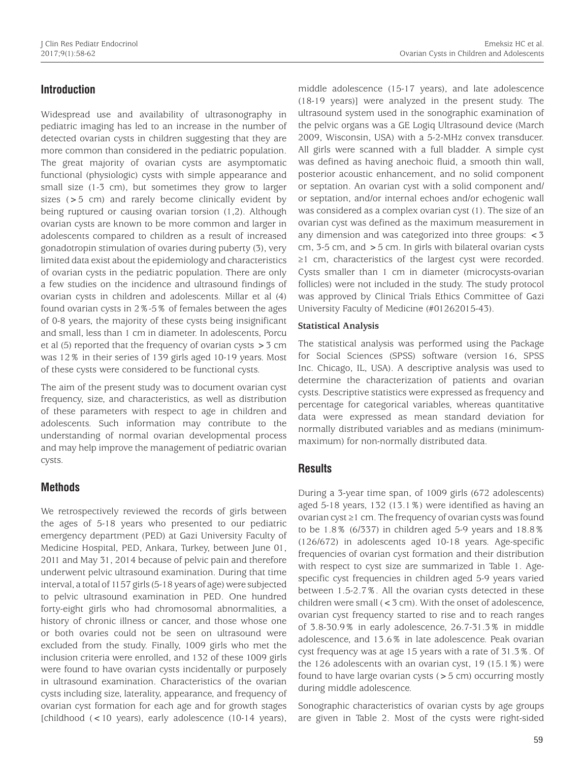## Introduction

Widespread use and availability of ultrasonography in pediatric imaging has led to an increase in the number of detected ovarian cysts in children suggesting that they are more common than considered in the pediatric population. The great majority of ovarian cysts are asymptomatic functional (physiologic) cysts with simple appearance and small size (1-3 cm), but sometimes they grow to larger sizes (>5 cm) and rarely become clinically evident by being ruptured or causing ovarian torsion (1,2). Although ovarian cysts are known to be more common and larger in adolescents compared to children as a result of increased gonadotropin stimulation of ovaries during puberty (3), very limited data exist about the epidemiology and characteristics of ovarian cysts in the pediatric population. There are only a few studies on the incidence and ultrasound findings of ovarian cysts in children and adolescents. Millar et al (4) found ovarian cysts in 2%-5% of females between the ages of 0-8 years, the majority of these cysts being insignificant and small, less than 1 cm in diameter. In adolescents, Porcu et al (5) reported that the frequency of ovarian cysts >3 cm was 12% in their series of 139 girls aged 10-19 years. Most of these cysts were considered to be functional cysts.

The aim of the present study was to document ovarian cyst frequency, size, and characteristics, as well as distribution of these parameters with respect to age in children and adolescents. Such information may contribute to the understanding of normal ovarian developmental process and may help improve the management of pediatric ovarian cysts.

## Methods

We retrospectively reviewed the records of girls between the ages of 5-18 years who presented to our pediatric emergency department (PED) at Gazi University Faculty of Medicine Hospital, PED, Ankara, Turkey, between June 01, 2011 and May 31, 2014 because of pelvic pain and therefore underwent pelvic ultrasound examination. During that time interval, a total of 1157 girls (5-18 years of age) were subjected to pelvic ultrasound examination in PED. One hundred forty-eight girls who had chromosomal abnormalities, a history of chronic illness or cancer, and those whose one or both ovaries could not be seen on ultrasound were excluded from the study. Finally, 1009 girls who met the inclusion criteria were enrolled, and 132 of these 1009 girls were found to have ovarian cysts incidentally or purposely in ultrasound examination. Characteristics of the ovarian cysts including size, laterality, appearance, and frequency of ovarian cyst formation for each age and for growth stages [childhood (<10 years), early adolescence (10-14 years), middle adolescence (15-17 years), and late adolescence (18-19 years)] were analyzed in the present study. The ultrasound system used in the sonographic examination of the pelvic organs was a GE Logiq Ultrasound device (March 2009, Wisconsin, USA) with a 5-2-MHz convex transducer. All girls were scanned with a full bladder. A simple cyst was defined as having anechoic fluid, a smooth thin wall, posterior acoustic enhancement, and no solid component or septation. An ovarian cyst with a solid component and/or septation, and/or internal echoes and/or echogenic wall was considered as a complex ovarian cyst (1). The size of an ovarian cyst was defined as the maximum measurement in any dimension and was categorized into three groups: <3 cm, 3-5 cm, and >5 cm. In girls with bilateral ovarian cysts ≥1 cm, characteristics of the largest cyst were recorded. Cysts smaller than 1 cm in diameter (microcysts-ovarian follicles) were not included in the study. The study protocol was approved by Clinical Trials Ethics Committee of Gazi University Faculty of Medicine (#01262015-43).

### Statistical Analysis

The statistical analysis was performed using the Package for Social Sciences (SPSS) software (version 16, SPSS Inc. Chicago, IL, USA). A descriptive analysis was used to determine the characterization of patients and ovarian cysts. Descriptive statistics were expressed as frequency and percentage for categorical variables, whereas quantitative data were expressed as mean standard deviation for normally distributed variables and as medians (minimum-maximum) for non-normally distributed data.

## Results

During a 3-year time span, of 1009 girls (672 adolescents) aged 5-18 years, 132 (13.1%) were identified as having an ovarian cyst ≥1 cm. The frequency of ovarian cysts was found to be 1.8% (6/337) in children aged 5-9 years and 18.8% (126/672) in adolescents aged 10-18 years. Age-specific frequencies of ovarian cyst formation and their distribution with respect to cyst size are summarized in Table 1. Age-specific cyst frequencies in children aged 5-9 years varied between 1.5-2.7%. All the ovarian cysts detected in these children were small (<3 cm). With the onset of adolescence, ovarian cyst frequency started to rise and to reach ranges of 3.8-30.9% in early adolescence, 26.7-31.3% in middle adolescence, and 13.6% in late adolescence. Peak ovarian cyst frequency was at age 15 years with a rate of 31.3%. Of the 126 adolescents with an ovarian cyst, 19 (15.1%) were found to have large ovarian cysts (>5 cm) occurring mostly during middle adolescence.

Sonographic characteristics of ovarian cysts by age groups are given in Table 2. Most of the cysts were right-sided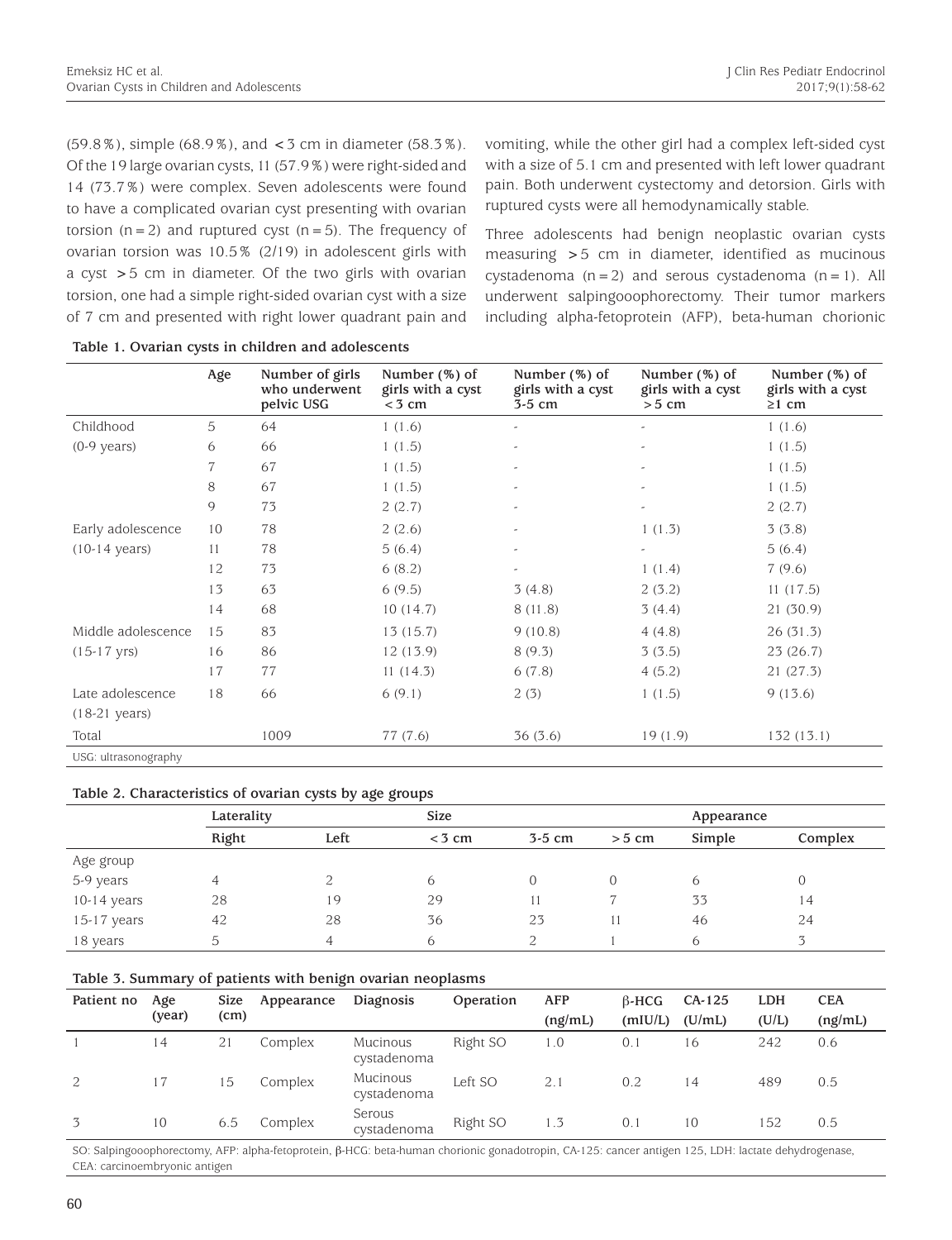(59.8%), simple (68.9%), and <3 cm in diameter (58.3%). Of the 19 large ovarian cysts, 11 (57.9%) were right-sided and 14 (73.7%) were complex. Seven adolescents were found to have a complicated ovarian cyst presenting with ovarian torsion (n=2) and ruptured cyst (n=5). The frequency of ovarian torsion was 10.5% (2/19) in adolescent girls with a cyst >5 cm in diameter. Of the two girls with ovarian torsion, one had a simple right-sided ovarian cyst with a size of 7 cm and presented with right lower quadrant pain and vomiting, while the other girl had a complex left-sided cyst with a size of 5.1 cm and presented with left lower quadrant pain. Both underwent cystectomy and detorsion. Girls with ruptured cysts were all hemodynamically stable.

Three adolescents had benign neoplastic ovarian cysts measuring >5 cm in diameter, identified as mucinous cystadenoma (n=2) and serous cystadenoma (n=1). All underwent salpingooophorectomy. Their tumor markers including alpha-fetoprotein (AFP), beta-human chorionic

**Table 1. Ovarian cysts in children and adolescents**

| | Age | Number of girls who underwent pelvic USG | Number (%) of girls with a cyst <3 cm | Number (%) of girls with a cyst 3-5 cm | Number (%) of girls with a cyst >5 cm | Number (%) of girls with a cyst ≥1 cm |
|---|---|---|---|---|---|---|
| Childhood | 5 | 64 | 1 (1.6) | - | - | 1 (1.6) |
| (0-9 years) | 6 | 66 | 1 (1.5) | - | - | 1 (1.5) |
| | 7 | 67 | 1 (1.5) | - | - | 1 (1.5) |
| | 8 | 67 | 1 (1.5) | - | - | 1 (1.5) |
| | 9 | 73 | 2 (2.7) | - | - | 2 (2.7) |
| Early adolescence | 10 | 78 | 2 (2.6) | - | 1 (1.3) | 3 (3.8) |
| (10-14 years) | 11 | 78 | 5 (6.4) | - | - | 5 (6.4) |
| | 12 | 73 | 6 (8.2) | - | 1 (1.4) | 7 (9.6) |
| | 13 | 63 | 6 (9.5) | 3 (4.8) | 2 (3.2) | 11 (17.5) |
| | 14 | 68 | 10 (14.7) | 8 (11.8) | 3 (4.4) | 21 (30.9) |
| Middle adolescence | 15 | 83 | 13 (15.7) | 9 (10.8) | 4 (4.8) | 26 (31.3) |
| (15-17 yrs) | 16 | 86 | 12 (13.9) | 8 (9.3) | 3 (3.5) | 23 (26.7) |
| | 17 | 77 | 11 (14.3) | 6 (7.8) | 4 (5.2) | 21 (27.3) |
| Late adolescence (18-21 years) | 18 | 66 | 6 (9.1) | 2 (3) | 1 (1.5) | 9 (13.6) |
| Total | | 1009 | 77 (7.6) | 36 (3.6) | 19 (1.9) | 132 (13.1) |

USG: ultrasonography

**Table 2. Characteristics of ovarian cysts by age groups**

| | Laterality | | Size | | | Appearance | |
|---|---|---|---|---|---|---|---|
| | Right | Left | <3 cm | 3-5 cm | >5 cm | Simple | Complex |
| Age group | | | | | | | |
| 5-9 years | 4 | 2 | 6 | 0 | 0 | 6 | 0 |
| 10-14 years | 28 | 19 | 29 | 11 | 7 | 33 | 14 |
| 15-17 years | 42 | 28 | 36 | 23 | 11 | 46 | 24 |
| 18 years | 5 | 4 | 6 | 2 | 1 | 6 | 3 |

**Table 3. Summary of patients with benign ovarian neoplasms**

| Patient no | Age (year) | Size (cm) | Appearance | Diagnosis | Operation | AFP (ng/mL) | β-HCG (mIU/L) | CA-125 (U/mL) | LDH (U/L) | CEA (ng/mL) |
|---|---|---|---|---|---|---|---|---|---|---|
| 1 | 14 | 21 | Complex | Mucinous cystadenoma | Right SO | 1.0 | 0.1 | 16 | 242 | 0.6 |
| 2 | 17 | 15 | Complex | Mucinous cystadenoma | Left SO | 2.1 | 0.2 | 14 | 489 | 0.5 |
| 3 | 10 | 6.5 | Complex | Serous cystadenoma | Right SO | 1.3 | 0.1 | 10 | 152 | 0.5 |

SO: Salpingooophorectomy, AFP: alpha-fetoprotein, β-HCG: beta-human chorionic gonadotropin, CA-125: cancer antigen 125, LDH: lactate dehydrogenase, CEA: carcinoembryonic antigen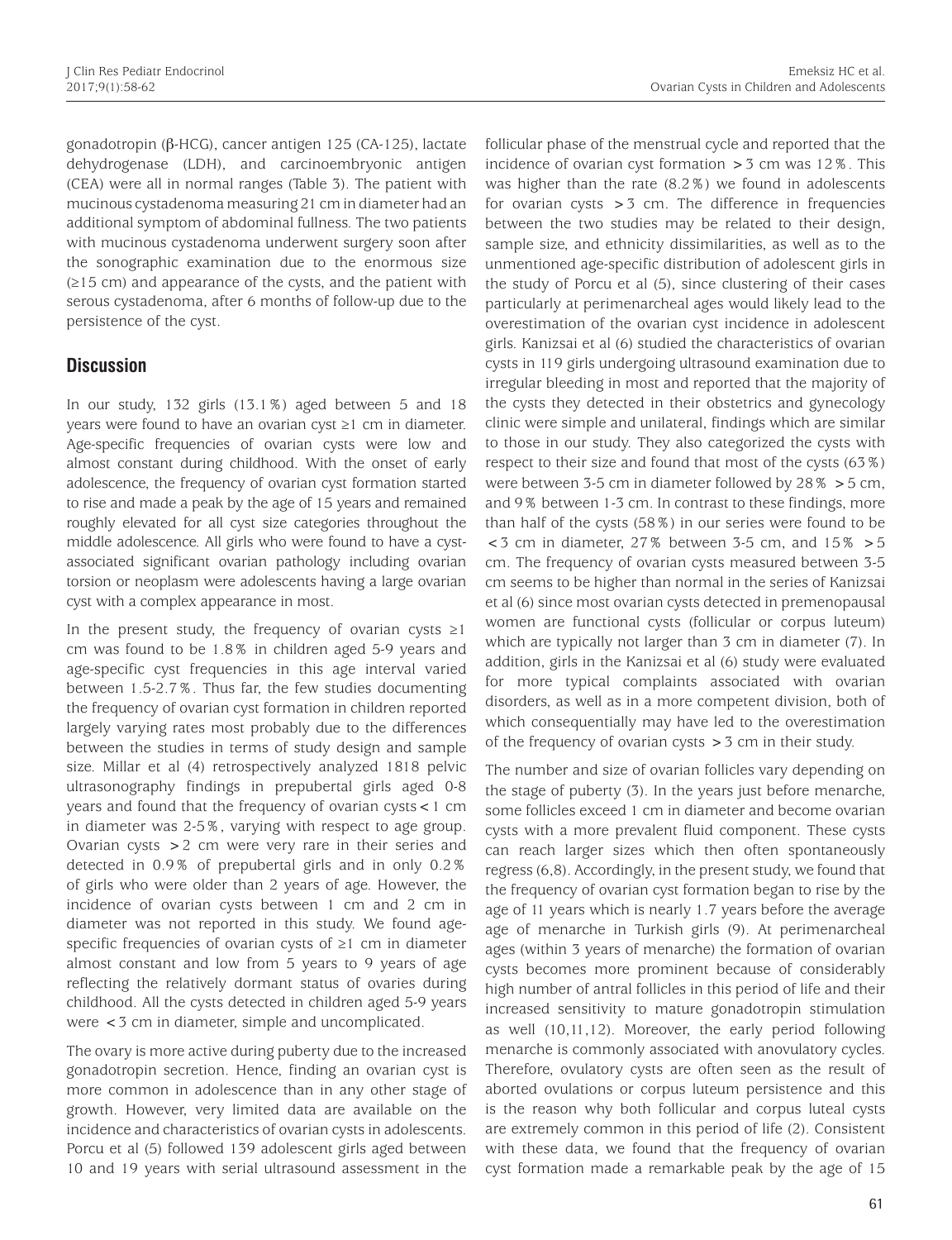gonadotropin (β-HCG), cancer antigen 125 (CA-125), lactate dehydrogenase (LDH), and carcinoembryonic antigen (CEA) were all in normal ranges (Table 3). The patient with mucinous cystadenoma measuring 21 cm in diameter had an additional symptom of abdominal fullness. The two patients with mucinous cystadenoma underwent surgery soon after the sonographic examination due to the enormous size (≥15 cm) and appearance of the cysts, and the patient with serous cystadenoma, after 6 months of follow-up due to the persistence of the cyst.

## Discussion

In our study, 132 girls (13.1%) aged between 5 and 18 years were found to have an ovarian cyst ≥1 cm in diameter. Age-specific frequencies of ovarian cysts were low and almost constant during childhood. With the onset of early adolescence, the frequency of ovarian cyst formation started to rise and made a peak by the age of 15 years and remained roughly elevated for all cyst size categories throughout the middle adolescence. All girls who were found to have a cyst-associated significant ovarian pathology including ovarian torsion or neoplasm were adolescents having a large ovarian cyst with a complex appearance in most.

In the present study, the frequency of ovarian cysts ≥1 cm was found to be 1.8% in children aged 5-9 years and age-specific cyst frequencies in this age interval varied between 1.5-2.7%. Thus far, the few studies documenting the frequency of ovarian cyst formation in children reported largely varying rates most probably due to the differences between the studies in terms of study design and sample size. Millar et al (4) retrospectively analyzed 1818 pelvic ultrasonography findings in prepubertal girls aged 0-8 years and found that the frequency of ovarian cysts <1 cm in diameter was 2-5%, varying with respect to age group. Ovarian cysts >2 cm were very rare in their series and detected in 0.9% of prepubertal girls and in only 0.2% of girls who were older than 2 years of age. However, the incidence of ovarian cysts between 1 cm and 2 cm in diameter was not reported in this study. We found age-specific frequencies of ovarian cysts of ≥1 cm in diameter almost constant and low from 5 years to 9 years of age reflecting the relatively dormant status of ovaries during childhood. All the cysts detected in children aged 5-9 years were <3 cm in diameter, simple and uncomplicated.

The ovary is more active during puberty due to the increased gonadotropin secretion. Hence, finding an ovarian cyst is more common in adolescence than in any other stage of growth. However, very limited data are available on the incidence and characteristics of ovarian cysts in adolescents. Porcu et al (5) followed 139 adolescent girls aged between 10 and 19 years with serial ultrasound assessment in the follicular phase of the menstrual cycle and reported that the incidence of ovarian cyst formation >3 cm was 12%. This was higher than the rate (8.2%) we found in adolescents for ovarian cysts >3 cm. The difference in frequencies between the two studies may be related to their design, sample size, and ethnicity dissimilarities, as well as to the unmentioned age-specific distribution of adolescent girls in the study of Porcu et al (5), since clustering of their cases particularly at perimenarcheal ages would likely lead to the overestimation of the ovarian cyst incidence in adolescent girls. Kanizsai et al (6) studied the characteristics of ovarian cysts in 119 girls undergoing ultrasound examination due to irregular bleeding in most and reported that the majority of the cysts they detected in their obstetrics and gynecology clinic were simple and unilateral, findings which are similar to those in our study. They also categorized the cysts with respect to their size and found that most of the cysts (63%) were between 3-5 cm in diameter followed by 28% >5 cm, and 9% between 1-3 cm. In contrast to these findings, more than half of the cysts (58%) in our series were found to be <3 cm in diameter, 27% between 3-5 cm, and 15% >5 cm. The frequency of ovarian cysts measured between 3-5 cm seems to be higher than normal in the series of Kanizsai et al (6) since most ovarian cysts detected in premenopausal women are functional cysts (follicular or corpus luteum) which are typically not larger than 3 cm in diameter (7). In addition, girls in the Kanizsai et al (6) study were evaluated for more typical complaints associated with ovarian disorders, as well as in a more competent division, both of which consequentially may have led to the overestimation of the frequency of ovarian cysts >3 cm in their study.

The number and size of ovarian follicles vary depending on the stage of puberty (3). In the years just before menarche, some follicles exceed 1 cm in diameter and become ovarian cysts with a more prevalent fluid component. These cysts can reach larger sizes which then often spontaneously regress (6,8). Accordingly, in the present study, we found that the frequency of ovarian cyst formation began to rise by the age of 11 years which is nearly 1.7 years before the average age of menarche in Turkish girls (9). At perimenarcheal ages (within 3 years of menarche) the formation of ovarian cysts becomes more prominent because of considerably high number of antral follicles in this period of life and their increased sensitivity to mature gonadotropin stimulation as well (10,11,12). Moreover, the early period following menarche is commonly associated with anovulatory cycles. Therefore, ovulatory cysts are often seen as the result of aborted ovulations or corpus luteum persistence and this is the reason why both follicular and corpus luteal cysts are extremely common in this period of life (2). Consistent with these data, we found that the frequency of ovarian cyst formation made a remarkable peak by the age of 15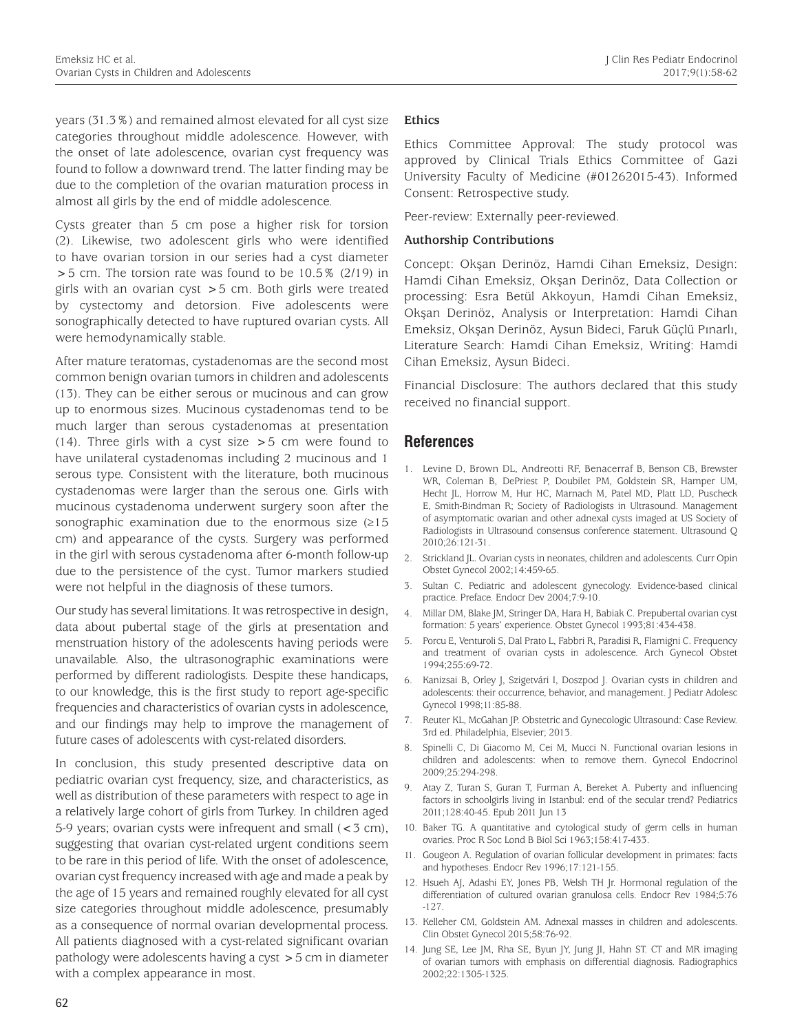years (31.3%) and remained almost elevated for all cyst size categories throughout middle adolescence. However, with the onset of late adolescence, ovarian cyst frequency was found to follow a downward trend. The latter finding may be due to the completion of the ovarian maturation process in almost all girls by the end of middle adolescence.

Cysts greater than 5 cm pose a higher risk for torsion (2). Likewise, two adolescent girls who were identified to have ovarian torsion in our series had a cyst diameter >5 cm. The torsion rate was found to be 10.5% (2/19) in girls with an ovarian cyst >5 cm. Both girls were treated by cystectomy and detorsion. Five adolescents were sonographically detected to have ruptured ovarian cysts. All were hemodynamically stable.

After mature teratomas, cystadenomas are the second most common benign ovarian tumors in children and adolescents (13). They can be either serous or mucinous and can grow up to enormous sizes. Mucinous cystadenomas tend to be much larger than serous cystadenomas at presentation (14). Three girls with a cyst size >5 cm were found to have unilateral cystadenomas including 2 mucinous and 1 serous type. Consistent with the literature, both mucinous cystadenomas were larger than the serous one. Girls with mucinous cystadenoma underwent surgery soon after the sonographic examination due to the enormous size (≥15 cm) and appearance of the cysts. Surgery was performed in the girl with serous cystadenoma after 6-month follow-up due to the persistence of the cyst. Tumor markers studied were not helpful in the diagnosis of these tumors.

Our study has several limitations. It was retrospective in design, data about pubertal stage of the girls at presentation and menstruation history of the adolescents having periods were unavailable. Also, the ultrasonographic examinations were performed by different radiologists. Despite these handicaps, to our knowledge, this is the first study to report age-specific frequencies and characteristics of ovarian cysts in adolescence, and our findings may help to improve the management of future cases of adolescents with cyst-related disorders.

In conclusion, this study presented descriptive data on pediatric ovarian cyst frequency, size, and characteristics, as well as distribution of these parameters with respect to age in a relatively large cohort of girls from Turkey. In children aged 5-9 years; ovarian cysts were infrequent and small (<3 cm), suggesting that ovarian cyst-related urgent conditions seem to be rare in this period of life. With the onset of adolescence, ovarian cyst frequency increased with age and made a peak by the age of 15 years and remained roughly elevated for all cyst size categories throughout middle adolescence, presumably as a consequence of normal ovarian developmental process. All patients diagnosed with a cyst-related significant ovarian pathology were adolescents having a cyst >5 cm in diameter with a complex appearance in most.

#### Ethics

Ethics Committee Approval: The study protocol was approved by Clinical Trials Ethics Committee of Gazi University Faculty of Medicine (#01262015-43). Informed Consent: Retrospective study.

Peer-review: Externally peer-reviewed.

#### Authorship Contributions

Concept: Okşan Derinöz, Hamdi Cihan Emeksiz, Design: Hamdi Cihan Emeksiz, Okşan Derinöz, Data Collection or processing: Esra Betül Akkoyun, Hamdi Cihan Emeksiz, Okşan Derinöz, Analysis or Interpretation: Hamdi Cihan Emeksiz, Okşan Derinöz, Aysun Bideci, Faruk Güçlü Pınarlı, Literature Search: Hamdi Cihan Emeksiz, Writing: Hamdi Cihan Emeksiz, Aysun Bideci.

Financial Disclosure: The authors declared that this study received no financial support.

## References

1. Levine D, Brown DL, Andreotti RF, Benacerraf B, Benson CB, Brewster WR, Coleman B, DePriest P, Doubilet PM, Goldstein SR, Hamper UM, Hecht JL, Horrow M, Hur HC, Marnach M, Patel MD, Platt LD, Puscheck E, Smith-Bindman R; Society of Radiologists in Ultrasound. Management of asymptomatic ovarian and other adnexal cysts imaged at US Society of Radiologists in Ultrasound consensus conference statement. Ultrasound Q 2010;26:121-31.
2. Strickland JL. Ovarian cysts in neonates, children and adolescents. Curr Opin Obstet Gynecol 2002;14:459-65.
3. Sultan C. Pediatric and adolescent gynecology. Evidence-based clinical practice. Preface. Endocr Dev 2004;7:9-10.
4. Millar DM, Blake JM, Stringer DA, Hara H, Babiak C. Prepubertal ovarian cyst formation: 5 years' experience. Obstet Gynecol 1993;81:434-438.
5. Porcu E, Venturoli S, Dal Prato L, Fabbri R, Paradisi R, Flamigni C. Frequency and treatment of ovarian cysts in adolescence. Arch Gynecol Obstet 1994;255:69-72.
6. Kanizsai B, Orley J, Szigetvári I, Doszpod J. Ovarian cysts in children and adolescents: their occurrence, behavior, and management. J Pediatr Adolesc Gynecol 1998;11:85-88.
7. Reuter KL, McGahan JP. Obstetric and Gynecologic Ultrasound: Case Review. 3rd ed. Philadelphia, Elsevier; 2013.
8. Spinelli C, Di Giacomo M, Cei M, Mucci N. Functional ovarian lesions in children and adolescents: when to remove them. Gynecol Endocrinol 2009;25:294-298.
9. Atay Z, Turan S, Guran T, Furman A, Bereket A. Puberty and influencing factors in schoolgirls living in Istanbul: end of the secular trend? Pediatrics 2011;128:40-45. Epub 2011 Jun 13
10. Baker TG. A quantitative and cytological study of germ cells in human ovaries. Proc R Soc Lond B Biol Sci 1963;158:417-433.
11. Gougeon A. Regulation of ovarian follicular development in primates: facts and hypotheses. Endocr Rev 1996;17:121-155.
12. Hsueh AJ, Adashi EY, Jones PB, Welsh TH Jr. Hormonal regulation of the differentiation of cultured ovarian granulosa cells. Endocr Rev 1984;5:76-127.
13. Kelleher CM, Goldstein AM. Adnexal masses in children and adolescents. Clin Obstet Gynecol 2015;58:76-92.
14. Jung SE, Lee JM, Rha SE, Byun JY, Jung JI, Hahn ST. CT and MR imaging of ovarian tumors with emphasis on differential diagnosis. Radiographics 2002;22:1305-1325.